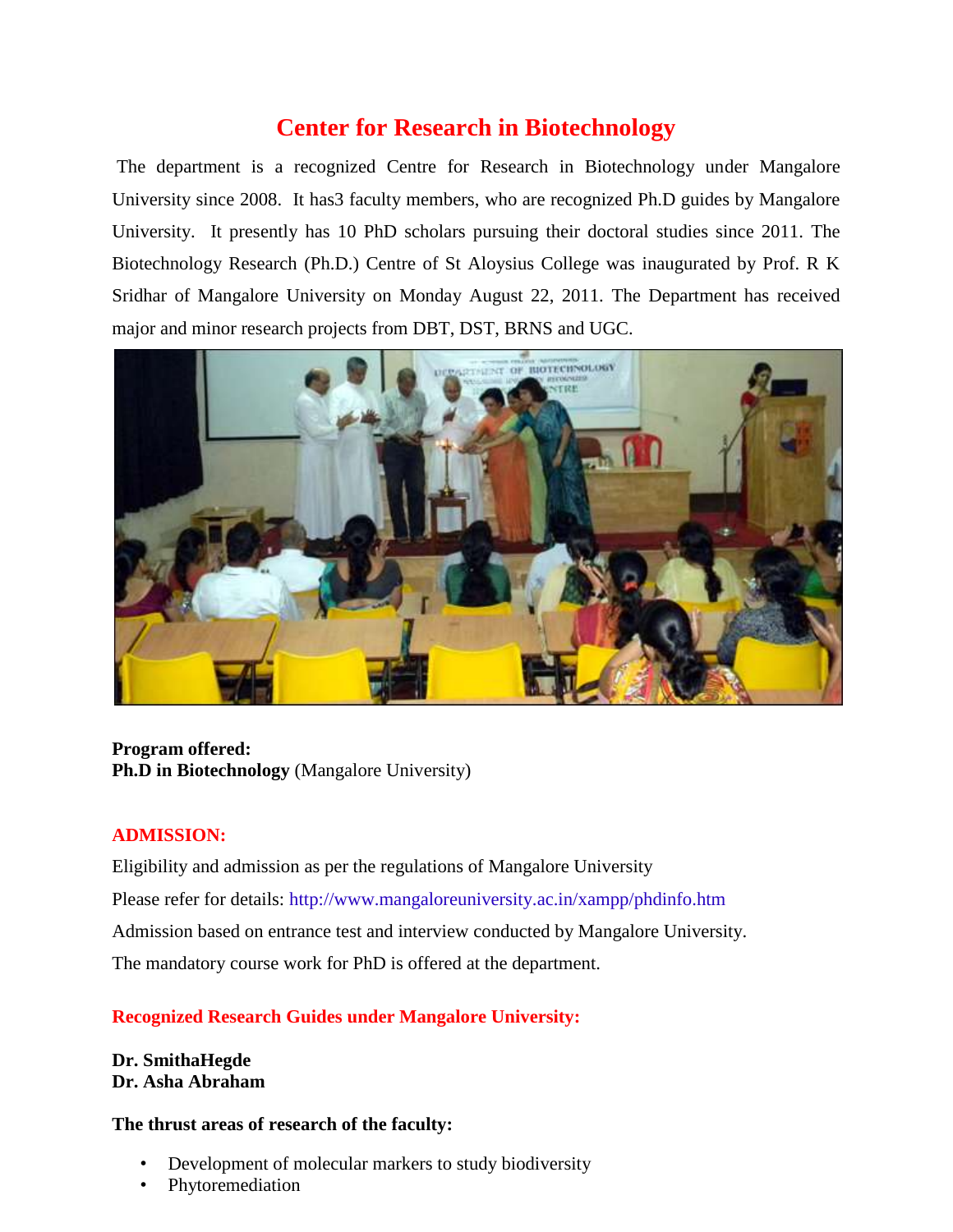# Center for Research in Biotechnology

The department is a recognized Centre for Research in Biotechnology under Mangalore University since 2008. It has3 faculty members, who are recognized Ph.D guides by Mangalore University. It presently has 10 PhD scholars pursuing their doctoral studies since 2011. The Biotechnology Research (Ph.D.) Centre of St Aloysius College was inaugurated by Prof. R K Sridhar of Mangalore University on Monday August 22, 2011. The Department has received major and minor research projects from DBT, DST, BRNS and UGC.

**Program offered:**
**Ph.D in Biotechnology** (Mangalore University)

## ADMISSION:

Eligibility and admission as per the regulations of Mangalore University

Please refer for details: http://www.mangaloreuniversity.ac.in/xampp/phdinfo.htm

Admission based on entrance test and interview conducted by Mangalore University.

The mandatory course work for PhD is offered at the department.

## Recognized Research Guides under Mangalore University:

**Dr. SmithaHegde**
**Dr. Asha Abraham**

**The thrust areas of research of the faculty:**

- Development of molecular markers to study biodiversity
- Phytoremediation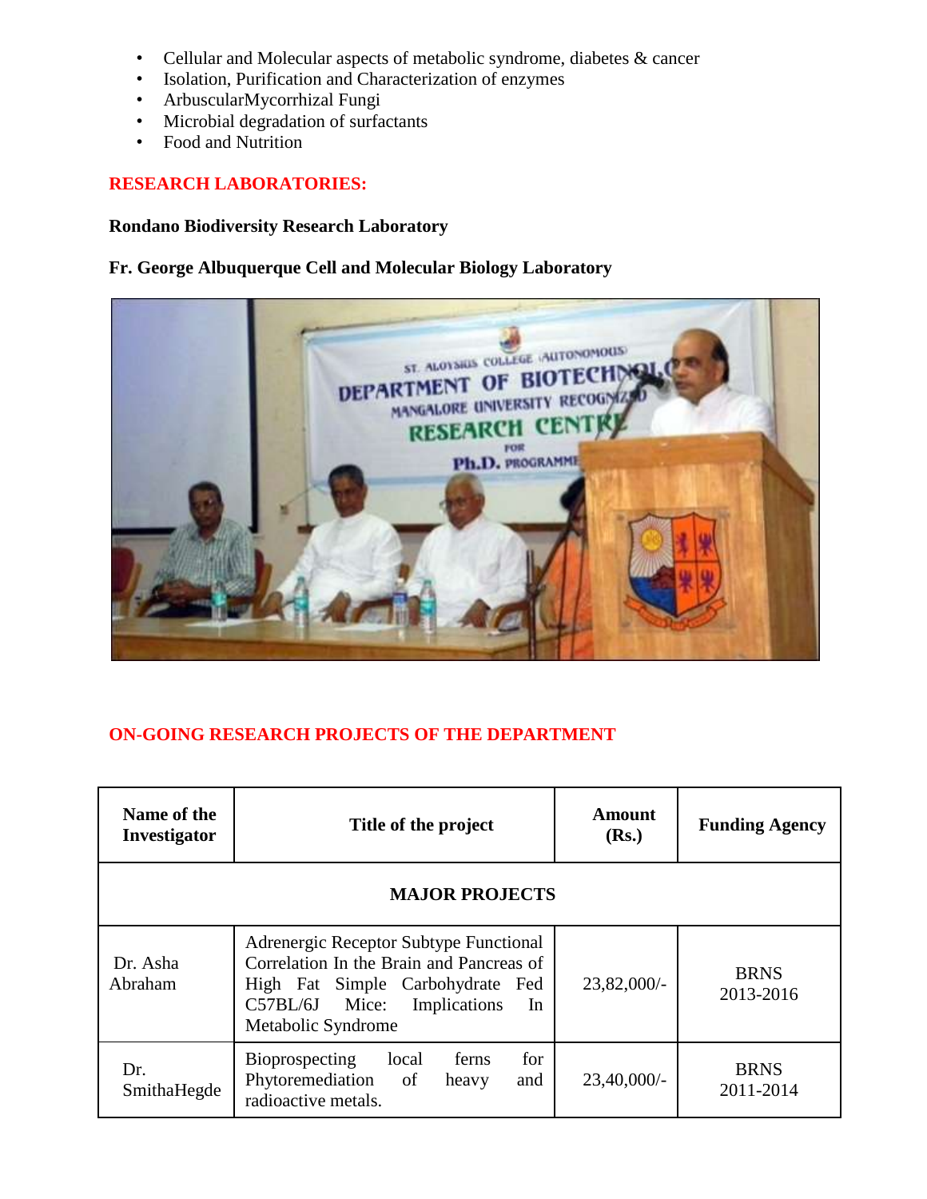- Cellular and Molecular aspects of metabolic syndrome, diabetes & cancer
- Isolation, Purification and Characterization of enzymes
- ArbuscularMycorrhizal Fungi
- Microbial degradation of surfactants
- Food and Nutrition

## RESEARCH LABORATORIES:

**Rondano Biodiversity Research Laboratory**

**Fr. George Albuquerque Cell and Molecular Biology Laboratory**

## ON-GOING RESEARCH PROJECTS OF THE DEPARTMENT

| Name of the Investigator | Title of the project | Amount (Rs.) | Funding Agency |
|---|---|---|---|
| **MAJOR PROJECTS** | | | |
| Dr. Asha Abraham | Adrenergic Receptor Subtype Functional Correlation In the Brain and Pancreas of High Fat Simple Carbohydrate Fed C57BL/6J Mice: Implications In Metabolic Syndrome | 23,82,000/- | BRNS 2013-2016 |
| Dr. SmithaHegde | Bioprospecting local ferns for Phytoremediation of heavy and radioactive metals. | 23,40,000/- | BRNS 2011-2014 |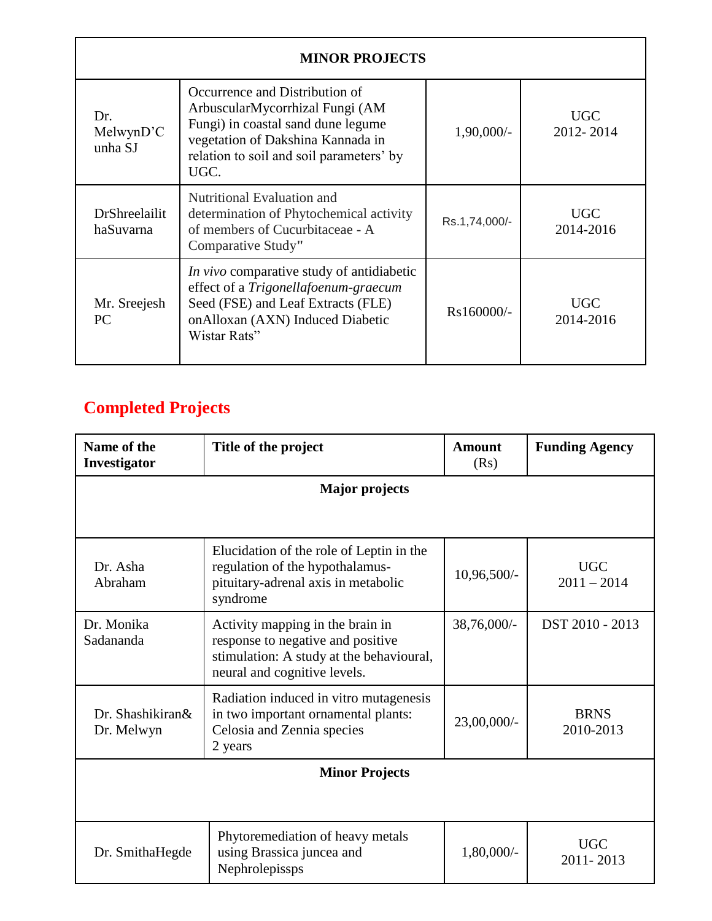| MINOR PROJECTS | | | |
|---|---|---|---|
| Dr. MelwynD'Cunha SJ | Occurrence and Distribution of ArbuscularMycorrhizal Fungi (AM Fungi) in coastal sand dune legume vegetation of Dakshina Kannada in relation to soil and soil parameters' by UGC. | 1,90,000/- | UGC 2012- 2014 |
| DrShreelailithaSuvarna | Nutritional Evaluation and determination of Phytochemical activity of members of Cucurbitaceae - A Comparative Study" | Rs.1,74,000/- | UGC 2014-2016 |
| Mr. Sreejesh PC | *In vivo* comparative study of antidiabetic effect of a *Trigonellafoenum-graecum* Seed (FSE) and Leaf Extracts (FLE) onAlloxan (AXN) Induced Diabetic Wistar Rats" | Rs160000/- | UGC 2014-2016 |

## Completed Projects

| Name of the Investigator | Title of the project | Amount (Rs) | Funding Agency |
|---|---|---|---|
| **Major projects** | | | |
| Dr. Asha Abraham | Elucidation of the role of Leptin in the regulation of the hypothalamus-pituitary-adrenal axis in metabolic syndrome | 10,96,500/- | UGC 2011 – 2014 |
| Dr. Monika Sadananda | Activity mapping in the brain in response to negative and positive stimulation: A study at the behavioural, neural and cognitive levels. | 38,76,000/- | DST 2010 - 2013 |
| Dr. Shashikiran& Dr. Melwyn | Radiation induced in vitro mutagenesis in two important ornamental plants: Celosia and Zennia species 2 years | 23,00,000/- | BRNS 2010-2013 |
| **Minor Projects** | | | |
| Dr. SmithaHegde | Phytoremediation of heavy metals using Brassica juncea and Nephrolepissps | 1,80,000/- | UGC 2011- 2013 |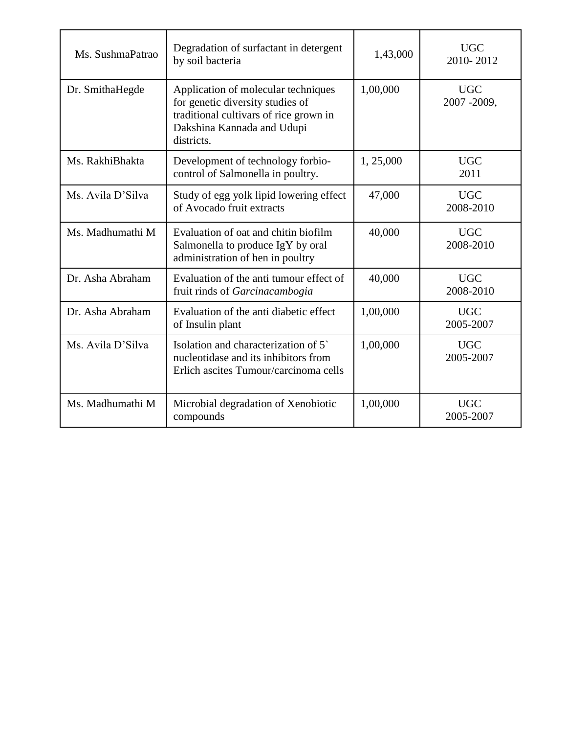| | | | |
|---|---|---|---|
| Ms. SushmaPatrao | Degradation of surfactant in detergent by soil bacteria | 1,43,000 | UGC 2010- 2012 |
| Dr. SmithaHegde | Application of molecular techniques for genetic diversity studies of traditional cultivars of rice grown in Dakshina Kannada and Udupi districts. | 1,00,000 | UGC 2007 -2009, |
| Ms. RakhiBhakta | Development of technology forbio-control of Salmonella in poultry. | 1, 25,000 | UGC 2011 |
| Ms. Avila D'Silva | Study of egg yolk lipid lowering effect of Avocado fruit extracts | 47,000 | UGC 2008-2010 |
| Ms. Madhumathi M | Evaluation of oat and chitin biofilm Salmonella to produce IgY by oral administration of hen in poultry | 40,000 | UGC 2008-2010 |
| Dr. Asha Abraham | Evaluation of the anti tumour effect of fruit rinds of *Garcinacambogia* | 40,000 | UGC 2008-2010 |
| Dr. Asha Abraham | Evaluation of the anti diabetic effect of Insulin plant | 1,00,000 | UGC 2005-2007 |
| Ms. Avila D'Silva | Isolation and characterization of 5` nucleotidase and its inhibitors from Erlich ascites Tumour/carcinoma cells | 1,00,000 | UGC 2005-2007 |
| Ms. Madhumathi M | Microbial degradation of Xenobiotic compounds | 1,00,000 | UGC 2005-2007 |